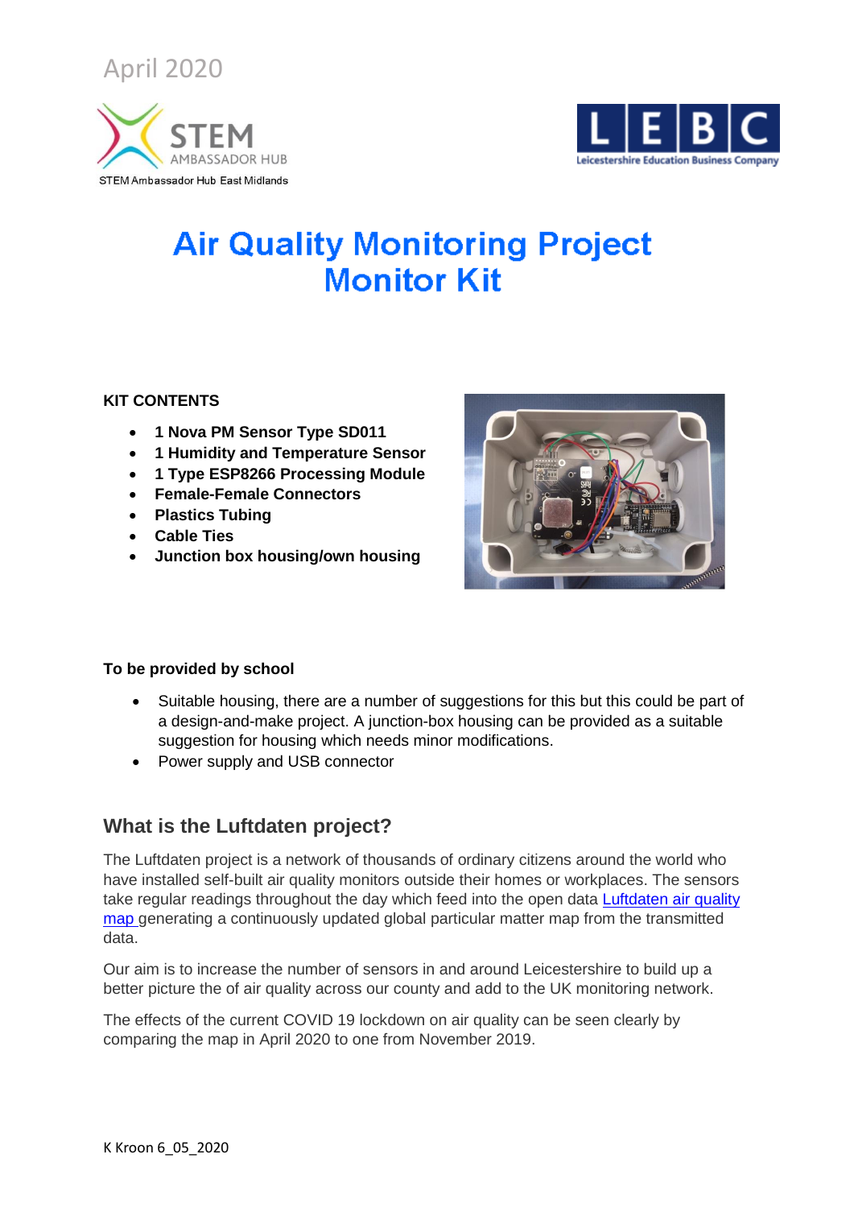April 2020

STEM AMBASSADOR HUB

STEM Ambassador Hub East Midlands

LEBC Leicestershire Education Business Company

# Air Quality Monitoring Project Monitor Kit

**KIT CONTENTS**

- **1 Nova PM Sensor Type SD011**
- **1 Humidity and Temperature Sensor**
- **1 Type ESP8266 Processing Module**
- **Female-Female Connectors**
- **Plastics Tubing**
- **Cable Ties**
- **Junction box housing/own housing**

**To be provided by school**

- Suitable housing, there are a number of suggestions for this but this could be part of a design-and-make project. A junction-box housing can be provided as a suitable suggestion for housing which needs minor modifications.
- Power supply and USB connector

## What is the Luftdaten project?

The Luftdaten project is a network of thousands of ordinary citizens around the world who have installed self-built air quality monitors outside their homes or workplaces. The sensors take regular readings throughout the day which feed into the open data Luftdaten air quality map generating a continuously updated global particular matter map from the transmitted data.

Our aim is to increase the number of sensors in and around Leicestershire to build up a better picture the of air quality across our county and add to the UK monitoring network.

The effects of the current COVID 19 lockdown on air quality can be seen clearly by comparing the map in April 2020 to one from November 2019.

K Kroon 6_05_2020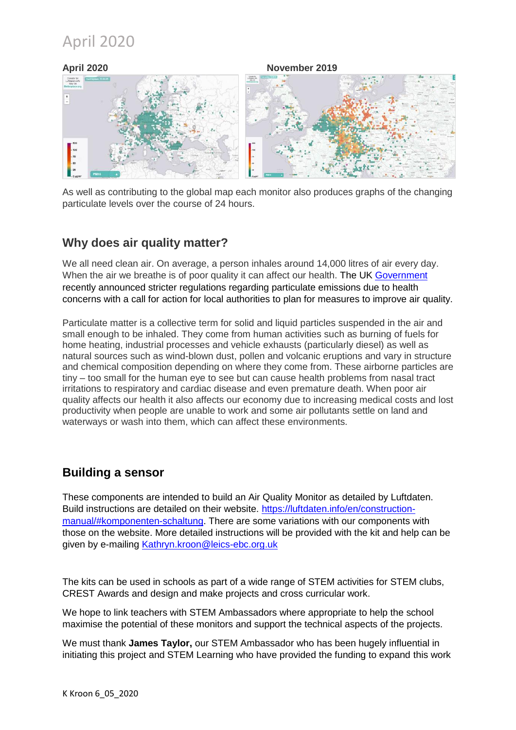# April 2020

**April 2020** **November 2019**

As well as contributing to the global map each monitor also produces graphs of the changing particulate levels over the course of 24 hours.

## Why does air quality matter?

We all need clean air. On average, a person inhales around 14,000 litres of air every day. When the air we breathe is of poor quality it can affect our health. The UK Government recently announced stricter regulations regarding particulate emissions due to health concerns with a call for action for local authorities to plan for measures to improve air quality.

Particulate matter is a collective term for solid and liquid particles suspended in the air and small enough to be inhaled. They come from human activities such as burning of fuels for home heating, industrial processes and vehicle exhausts (particularly diesel) as well as natural sources such as wind-blown dust, pollen and volcanic eruptions and vary in structure and chemical composition depending on where they come from. These airborne particles are tiny – too small for the human eye to see but can cause health problems from nasal tract irritations to respiratory and cardiac disease and even premature death. When poor air quality affects our health it also affects our economy due to increasing medical costs and lost productivity when people are unable to work and some air pollutants settle on land and waterways or wash into them, which can affect these environments.

## Building a sensor

These components are intended to build an Air Quality Monitor as detailed by Luftdaten. Build instructions are detailed on their website. https://luftdaten.info/en/construction-manual/#komponenten-schaltung. There are some variations with our components with those on the website. More detailed instructions will be provided with the kit and help can be given by e-mailing Kathryn.kroon@leics-ebc.org.uk

The kits can be used in schools as part of a wide range of STEM activities for STEM clubs, CREST Awards and design and make projects and cross curricular work.

We hope to link teachers with STEM Ambassadors where appropriate to help the school maximise the potential of these monitors and support the technical aspects of the projects.

We must thank **James Taylor,** our STEM Ambassador who has been hugely influential in initiating this project and STEM Learning who have provided the funding to expand this work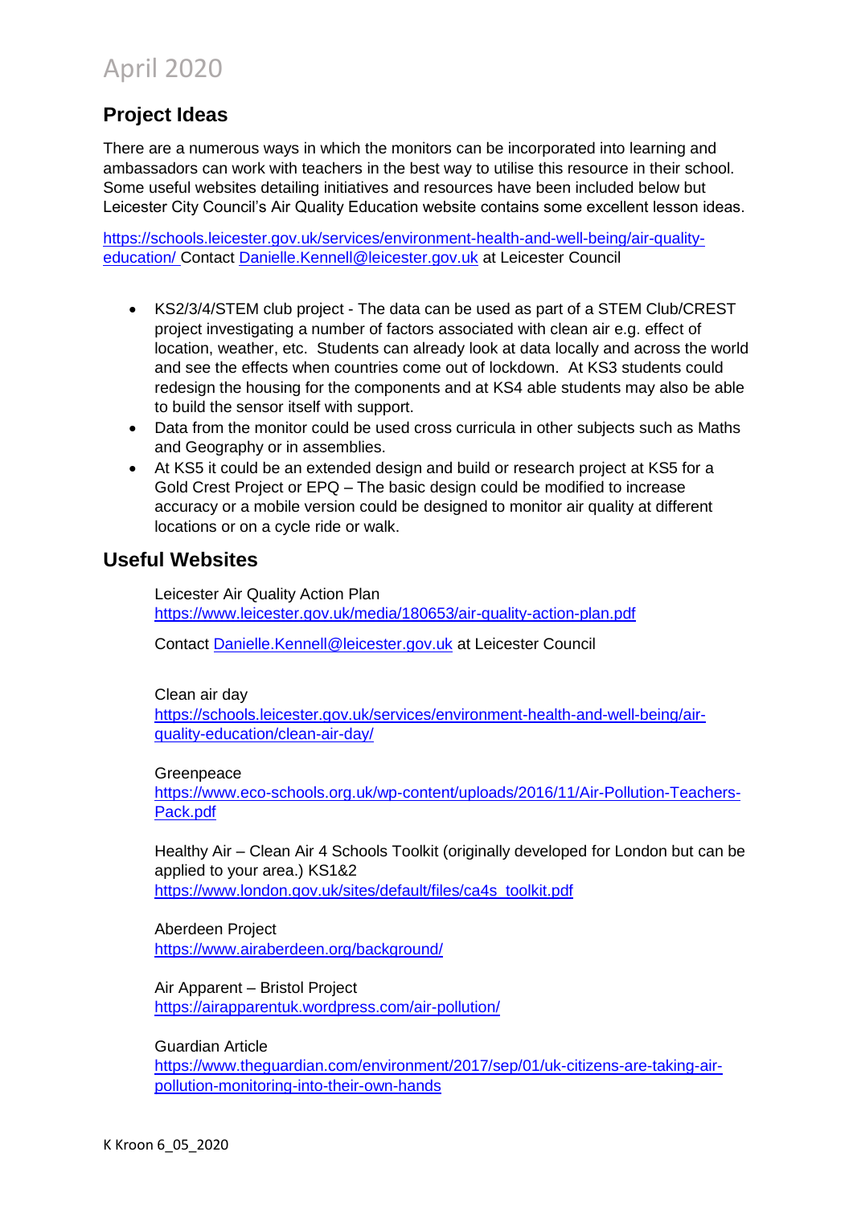## Project Ideas

There are a numerous ways in which the monitors can be incorporated into learning and ambassadors can work with teachers in the best way to utilise this resource in their school. Some useful websites detailing initiatives and resources have been included below but Leicester City Council's Air Quality Education website contains some excellent lesson ideas.

https://schools.leicester.gov.uk/services/environment-health-and-well-being/air-quality-education/ Contact Danielle.Kennell@leicester.gov.uk at Leicester Council

- KS2/3/4/STEM club project - The data can be used as part of a STEM Club/CREST project investigating a number of factors associated with clean air e.g. effect of location, weather, etc. Students can already look at data locally and across the world and see the effects when countries come out of lockdown. At KS3 students could redesign the housing for the components and at KS4 able students may also be able to build the sensor itself with support.
- Data from the monitor could be used cross curricula in other subjects such as Maths and Geography or in assemblies.
- At KS5 it could be an extended design and build or research project at KS5 for a Gold Crest Project or EPQ – The basic design could be modified to increase accuracy or a mobile version could be designed to monitor air quality at different locations or on a cycle ride or walk.

## Useful Websites

Leicester Air Quality Action Plan
https://www.leicester.gov.uk/media/180653/air-quality-action-plan.pdf

Contact Danielle.Kennell@leicester.gov.uk at Leicester Council

Clean air day
https://schools.leicester.gov.uk/services/environment-health-and-well-being/air-quality-education/clean-air-day/

Greenpeace
https://www.eco-schools.org.uk/wp-content/uploads/2016/11/Air-Pollution-Teachers-Pack.pdf

Healthy Air – Clean Air 4 Schools Toolkit (originally developed for London but can be applied to your area.) KS1&2
https://www.london.gov.uk/sites/default/files/ca4s_toolkit.pdf

Aberdeen Project
https://www.airaberdeen.org/background/

Air Apparent – Bristol Project
https://airapparentuk.wordpress.com/air-pollution/

Guardian Article
https://www.theguardian.com/environment/2017/sep/01/uk-citizens-are-taking-air-pollution-monitoring-into-their-own-hands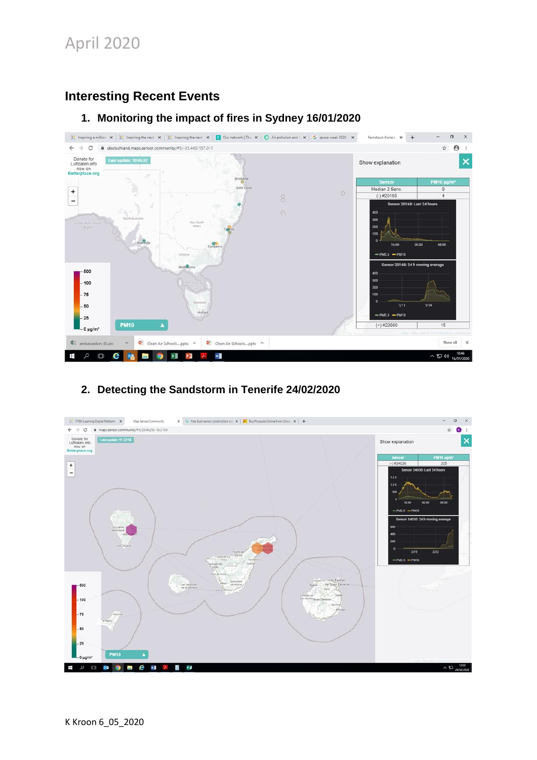April 2020

## Interesting Recent Events

### 1. Monitoring the impact of fires in Sydney 16/01/2020

### 2. Detecting the Sandstorm in Tenerife 24/02/2020

K Kroon 6_05_2020